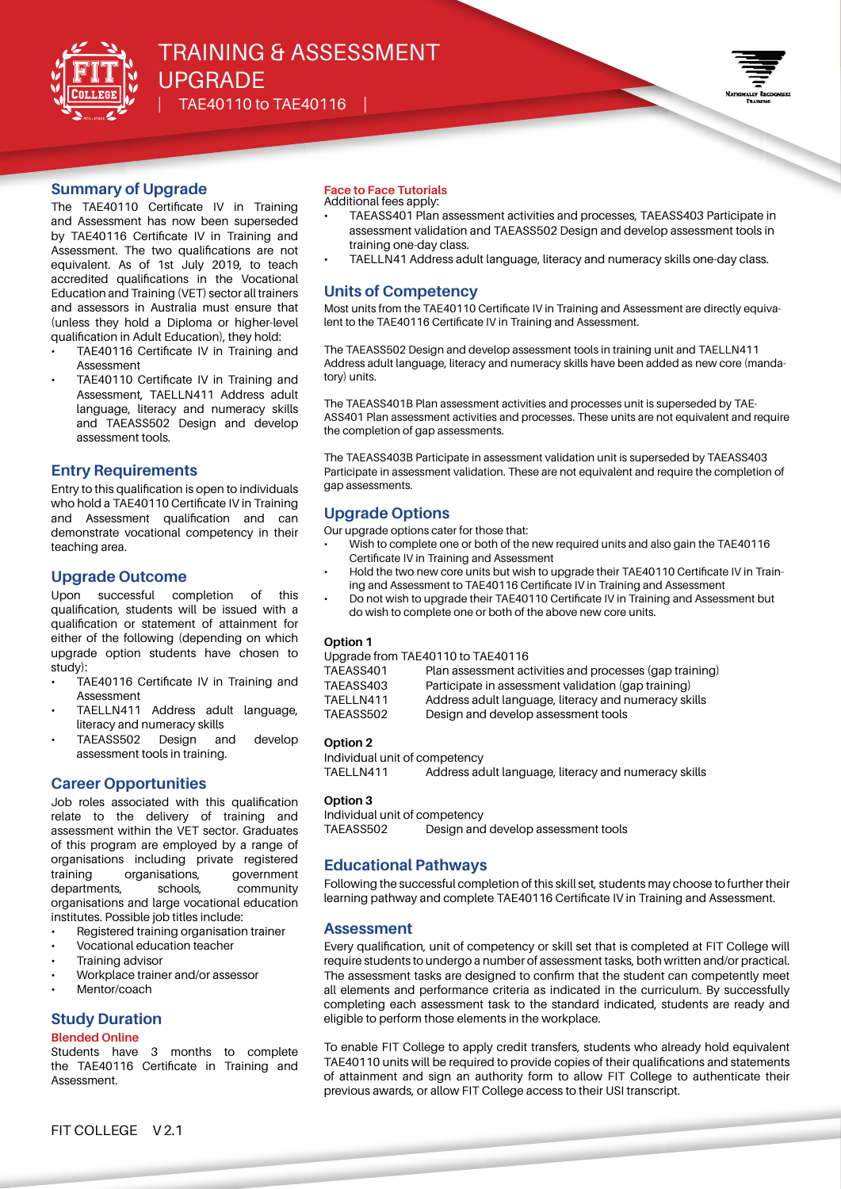# TRAINING & ASSESSMENT UPGRADE

| TAE40110 to TAE40116 |

## Summary of Upgrade

The TAE40110 Certificate IV in Training and Assessment has now been superseded by TAE40116 Certificate IV in Training and Assessment. The two qualifications are not equivalent. As of 1st July 2019, to teach accredited qualifications in the Vocational Education and Training (VET) sector all trainers and assessors in Australia must ensure that (unless they hold a Diploma or higher-level qualification in Adult Education), they hold:

- TAE40116 Certificate IV in Training and Assessment
- TAE40110 Certificate IV in Training and Assessment, TAELLN411 Address adult language, literacy and numeracy skills and TAEASS502 Design and develop assessment tools.

## Entry Requirements

Entry to this qualification is open to individuals who hold a TAE40110 Certificate IV in Training and Assessment qualification and can demonstrate vocational competency in their teaching area.

## Upgrade Outcome

Upon successful completion of this qualification, students will be issued with a qualification or statement of attainment for either of the following (depending on which upgrade option students have chosen to study):

- TAE40116 Certificate IV in Training and Assessment
- TAELLN411 Address adult language, literacy and numeracy skills
- TAEASS502 Design and develop assessment tools in training.

## Career Opportunities

Job roles associated with this qualification relate to the delivery of training and assessment within the VET sector. Graduates of this program are employed by a range of organisations including private registered training organisations, government departments, schools, community organisations and large vocational education institutes. Possible job titles include:

- Registered training organisation trainer
- Vocational education teacher
- Training advisor
- Workplace trainer and/or assessor
- Mentor/coach

## Study Duration

**Blended Online**

Students have 3 months to complete the TAE40116 Certificate in Training and Assessment.

**Face to Face Tutorials**

Additional fees apply:

- TAEASS401 Plan assessment activities and processes, TAEASS403 Participate in assessment validation and TAEASS502 Design and develop assessment tools in training one-day class.
- TAELLN41 Address adult language, literacy and numeracy skills one-day class.

## Units of Competency

Most units from the TAE40110 Certificate IV in Training and Assessment are directly equivalent to the TAE40116 Certificate IV in Training and Assessment.

The TAEASS502 Design and develop assessment tools in training unit and TAELLN411 Address adult language, literacy and numeracy skills have been added as new core (mandatory) units.

The TAEASS401B Plan assessment activities and processes unit is superseded by TAEASS401 Plan assessment activities and processes. These units are not equivalent and require the completion of gap assessments.

The TAEASS403B Participate in assessment validation unit is superseded by TAEASS403 Participate in assessment validation. These are not equivalent and require the completion of gap assessments.

## Upgrade Options

Our upgrade options cater for those that:

- Wish to complete one or both of the new required units and also gain the TAE40116 Certificate IV in Training and Assessment
- Hold the two new core units but wish to upgrade their TAE40110 Certificate IV in Training and Assessment to TAE40116 Certificate IV in Training and Assessment
- Do not wish to upgrade their TAE40110 Certificate IV in Training and Assessment but do wish to complete one or both of the above new core units.

**Option 1**

Upgrade from TAE40110 to TAE40116

| | |
|---|---|
| TAEASS401 | Plan assessment activities and processes (gap training) |
| TAEASS403 | Participate in assessment validation (gap training) |
| TAELLN411 | Address adult language, literacy and numeracy skills |
| TAEASS502 | Design and develop assessment tools |

**Option 2**

Individual unit of competency

| | |
|---|---|
| TAELLN411 | Address adult language, literacy and numeracy skills |

**Option 3**

Individual unit of competency

| | |
|---|---|
| TAEASS502 | Design and develop assessment tools |

## Educational Pathways

Following the successful completion of this skill set, students may choose to further their learning pathway and complete TAE40116 Certificate IV in Training and Assessment.

## Assessment

Every qualification, unit of competency or skill set that is completed at FIT College will require students to undergo a number of assessment tasks, both written and/or practical. The assessment tasks are designed to confirm that the student can competently meet all elements and performance criteria as indicated in the curriculum. By successfully completing each assessment task to the standard indicated, students are ready and eligible to perform those elements in the workplace.

To enable FIT College to apply credit transfers, students who already hold equivalent TAE40110 units will be required to provide copies of their qualifications and statements of attainment and sign an authority form to allow FIT College to authenticate their previous awards, or allow FIT College access to their USI transcript.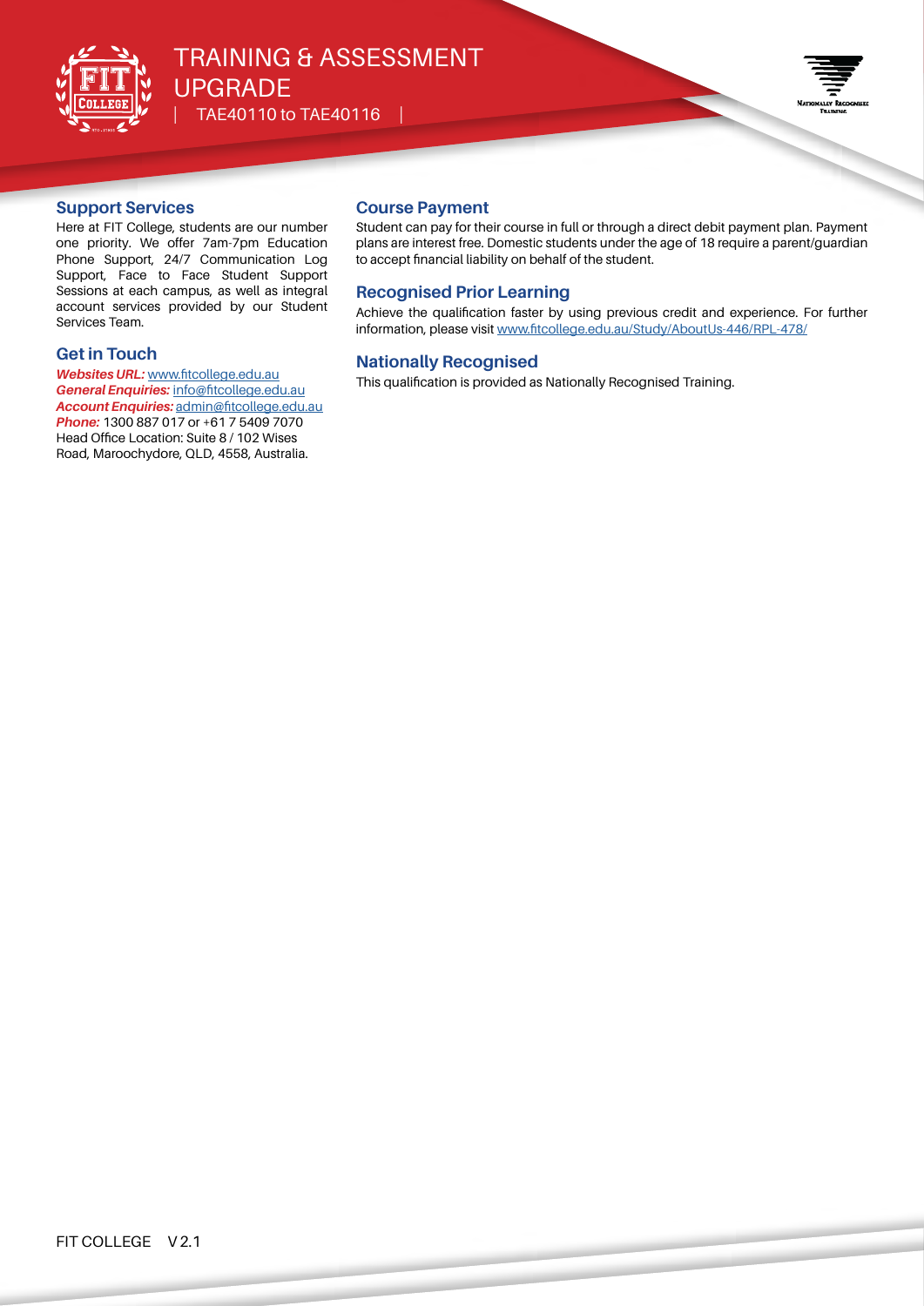# TRAINING & ASSESSMENT UPGRADE

| TAE40110 to TAE40116 |

## Support Services

Here at FIT College, students are our number one priority. We offer 7am-7pm Education Phone Support, 24/7 Communication Log Support, Face to Face Student Support Sessions at each campus, as well as integral account services provided by our Student Services Team.

## Get in Touch

***Websites URL:*** www.fitcollege.edu.au
***General Enquiries:*** info@fitcollege.edu.au
***Account Enquiries:*** admin@fitcollege.edu.au
***Phone:*** 1300 887 017 or +61 7 5409 7070
Head Office Location: Suite 8 / 102 Wises Road, Maroochydore, QLD, 4558, Australia.

## Course Payment

Student can pay for their course in full or through a direct debit payment plan. Payment plans are interest free. Domestic students under the age of 18 require a parent/guardian to accept financial liability on behalf of the student.

## Recognised Prior Learning

Achieve the qualification faster by using previous credit and experience. For further information, please visit www.fitcollege.edu.au/Study/AboutUs-446/RPL-478/

## Nationally Recognised

This qualification is provided as Nationally Recognised Training.